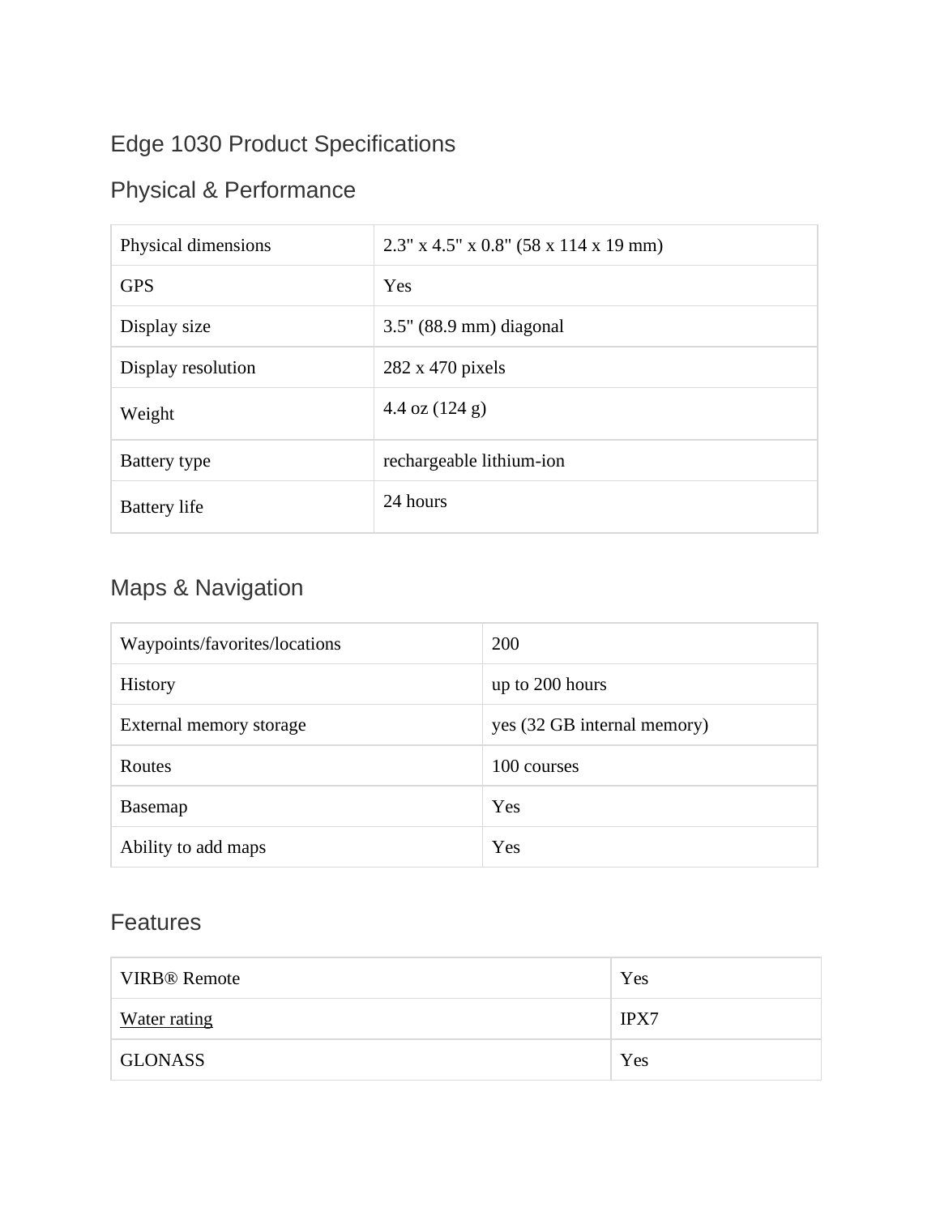# Edge 1030 Product Specifications

## Physical & Performance

| | |
|---|---|
| Physical dimensions | 2.3" x 4.5" x 0.8" (58 x 114 x 19 mm) |
| GPS | Yes |
| Display size | 3.5" (88.9 mm) diagonal |
| Display resolution | 282 x 470 pixels |
| Weight | 4.4 oz (124 g) |
| Battery type | rechargeable lithium-ion |
| Battery life | 24 hours |

## Maps & Navigation

| | |
|---|---|
| Waypoints/favorites/locations | 200 |
| History | up to 200 hours |
| External memory storage | yes (32 GB internal memory) |
| Routes | 100 courses |
| Basemap | Yes |
| Ability to add maps | Yes |

## Features

| | |
|---|---|
| VIRB® Remote | Yes |
| Water rating | IPX7 |
| GLONASS | Yes |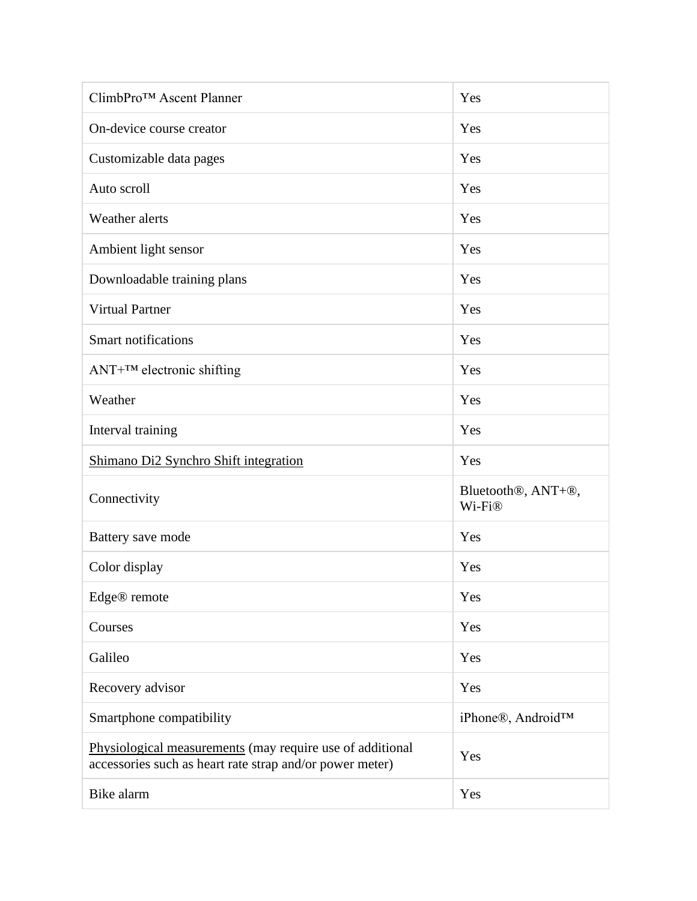| | |
|---|---|
| ClimbPro™ Ascent Planner | Yes |
| On-device course creator | Yes |
| Customizable data pages | Yes |
| Auto scroll | Yes |
| Weather alerts | Yes |
| Ambient light sensor | Yes |
| Downloadable training plans | Yes |
| Virtual Partner | Yes |
| Smart notifications | Yes |
| ANT+™ electronic shifting | Yes |
| Weather | Yes |
| Interval training | Yes |
| Shimano Di2 Synchro Shift integration | Yes |
| Connectivity | Bluetooth®, ANT+®, Wi-Fi® |
| Battery save mode | Yes |
| Color display | Yes |
| Edge® remote | Yes |
| Courses | Yes |
| Galileo | Yes |
| Recovery advisor | Yes |
| Smartphone compatibility | iPhone®, Android™ |
| Physiological measurements (may require use of additional accessories such as heart rate strap and/or power meter) | Yes |
| Bike alarm | Yes |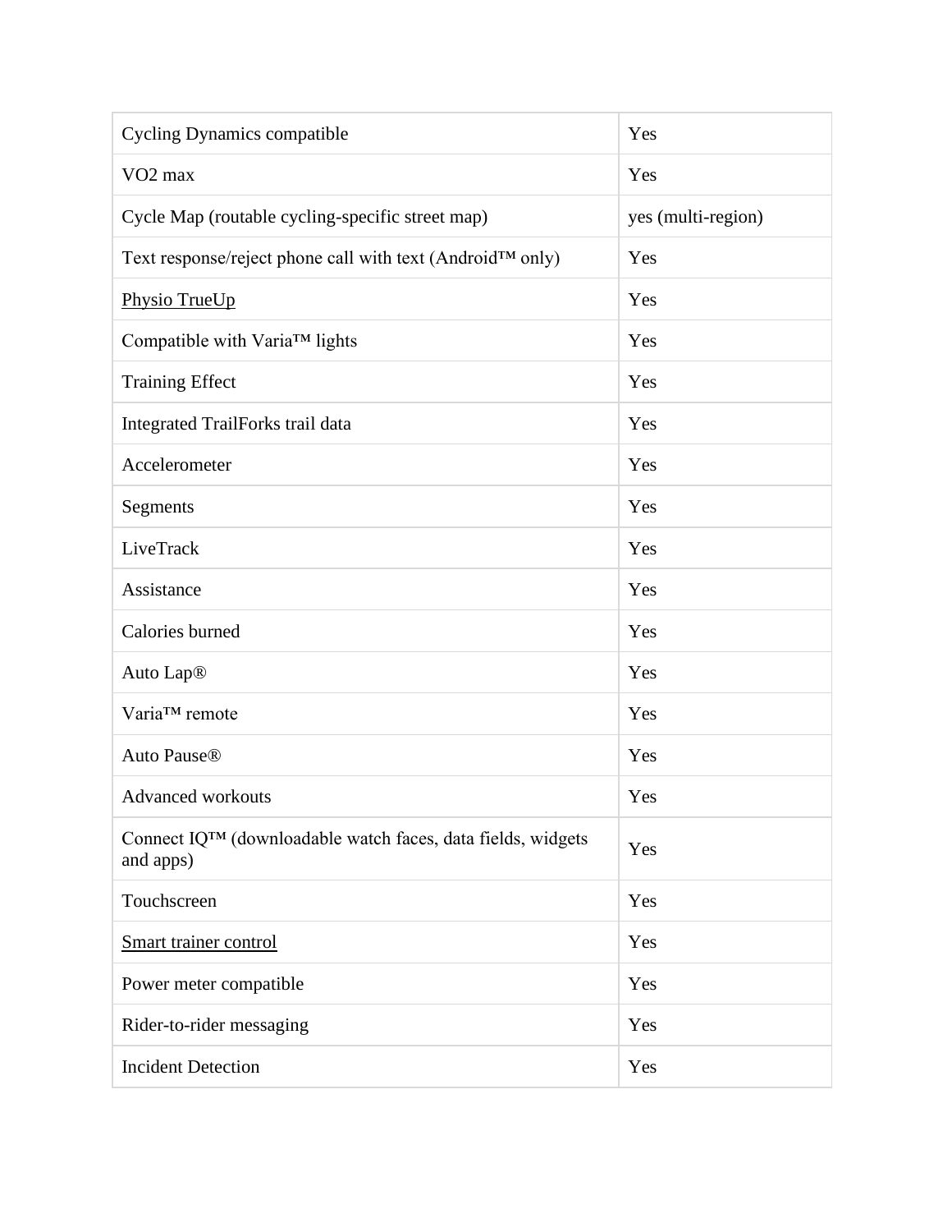| Cycling Dynamics compatible | Yes |
| --- | --- |
| VO2 max | Yes |
| Cycle Map (routable cycling-specific street map) | yes (multi-region) |
| Text response/reject phone call with text (Android™ only) | Yes |
| Physio TrueUp | Yes |
| Compatible with Varia™ lights | Yes |
| Training Effect | Yes |
| Integrated TrailForks trail data | Yes |
| Accelerometer | Yes |
| Segments | Yes |
| LiveTrack | Yes |
| Assistance | Yes |
| Calories burned | Yes |
| Auto Lap® | Yes |
| Varia™ remote | Yes |
| Auto Pause® | Yes |
| Advanced workouts | Yes |
| Connect IQ™ (downloadable watch faces, data fields, widgets and apps) | Yes |
| Touchscreen | Yes |
| Smart trainer control | Yes |
| Power meter compatible | Yes |
| Rider-to-rider messaging | Yes |
| Incident Detection | Yes |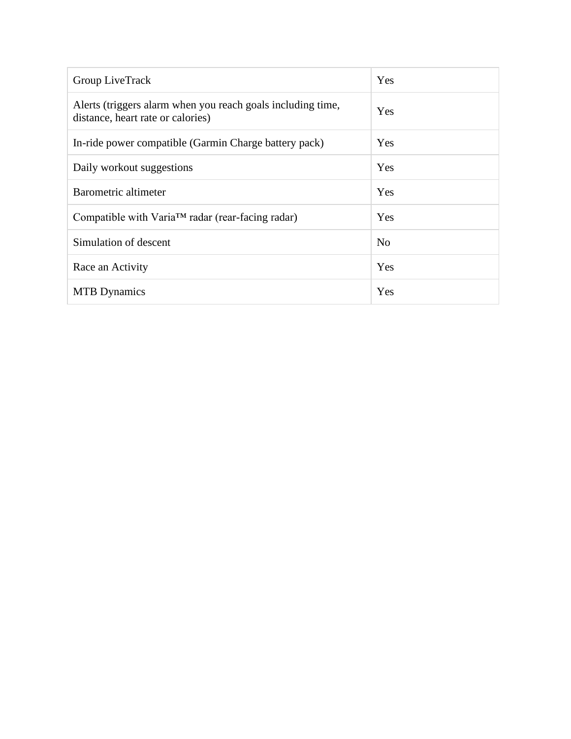| | |
|---|---|
| Group LiveTrack | Yes |
| Alerts (triggers alarm when you reach goals including time, distance, heart rate or calories) | Yes |
| In-ride power compatible (Garmin Charge battery pack) | Yes |
| Daily workout suggestions | Yes |
| Barometric altimeter | Yes |
| Compatible with Varia™ radar (rear-facing radar) | Yes |
| Simulation of descent | No |
| Race an Activity | Yes |
| MTB Dynamics | Yes |